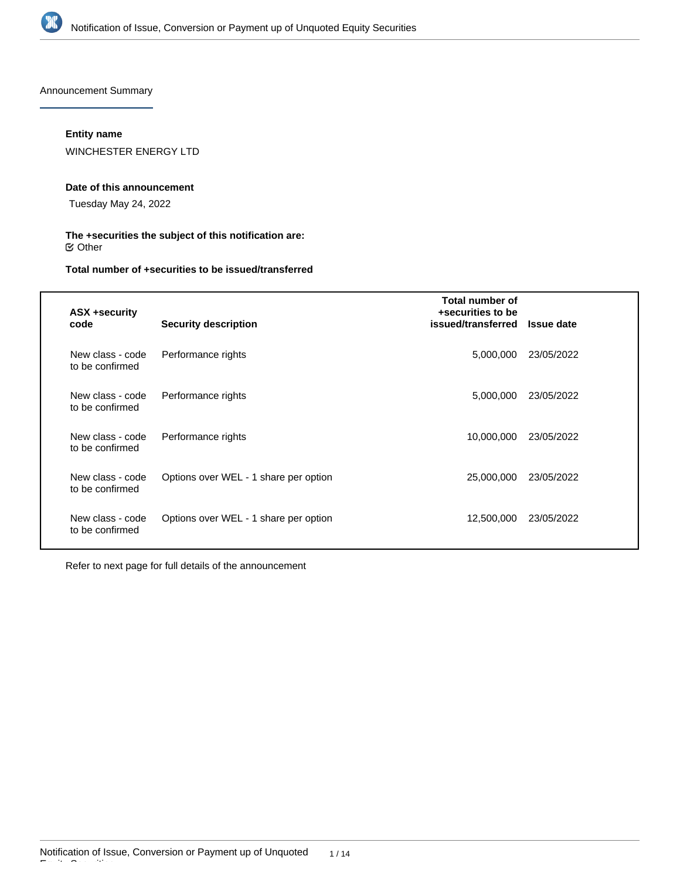Announcement Summary

**Entity name**

WINCHESTER ENERGY LTD

**Date of this announcement**

Tuesday May 24, 2022

**The +securities the subject of this notification are:**

Other

**Total number of +securities to be issued/transferred**

| ASX +security code | Security description | Total number of +securities to be issued/transferred | Issue date |
|---|---|---|---|
| New class - code to be confirmed | Performance rights | 5,000,000 | 23/05/2022 |
| New class - code to be confirmed | Performance rights | 5,000,000 | 23/05/2022 |
| New class - code to be confirmed | Performance rights | 10,000,000 | 23/05/2022 |
| New class - code to be confirmed | Options over WEL - 1 share per option | 25,000,000 | 23/05/2022 |
| New class - code to be confirmed | Options over WEL - 1 share per option | 12,500,000 | 23/05/2022 |

Refer to next page for full details of the announcement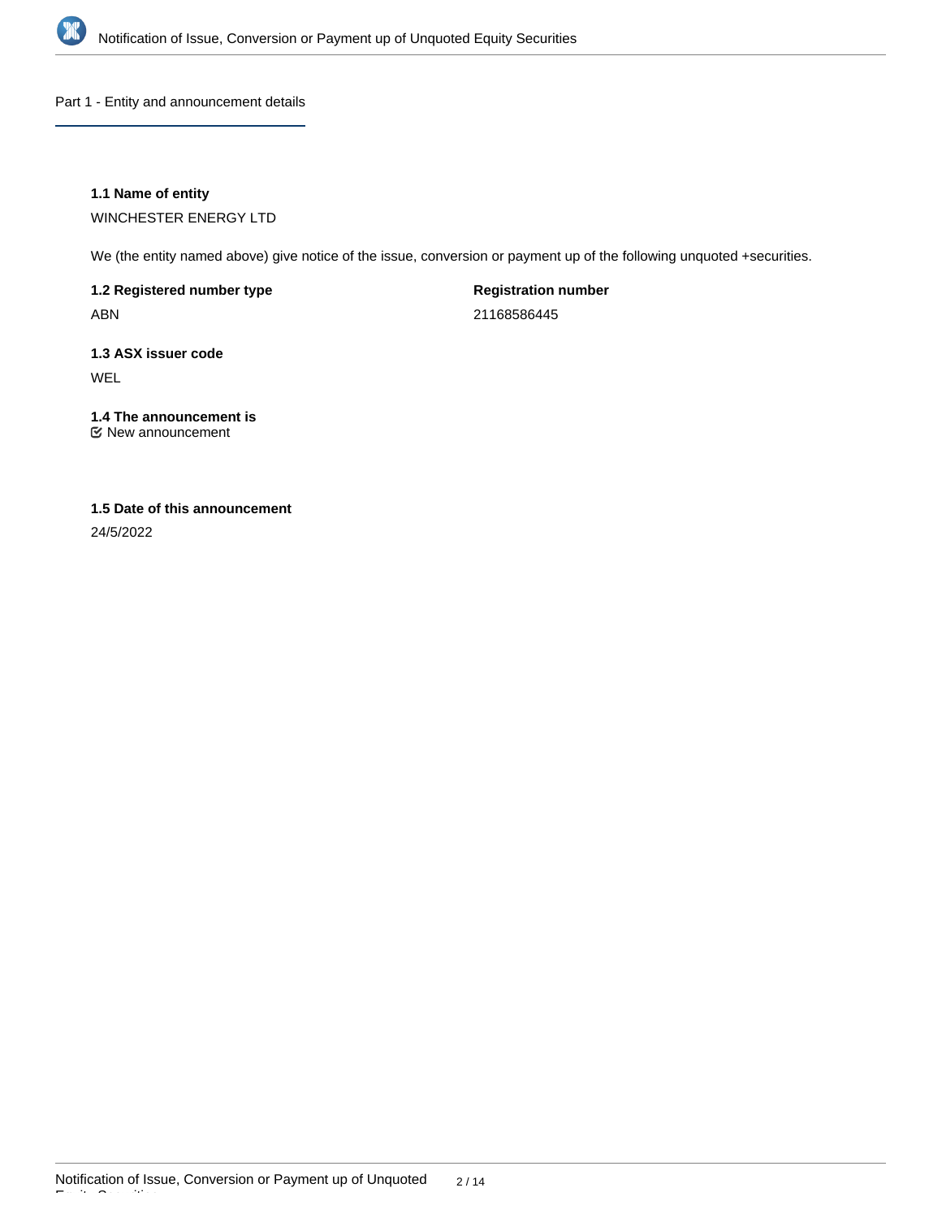## Part 1 - Entity and announcement details

**1.1 Name of entity**

WINCHESTER ENERGY LTD

We (the entity named above) give notice of the issue, conversion or payment up of the following unquoted +securities.

**1.2 Registered number type**

ABN

**Registration number**

21168586445

**1.3 ASX issuer code**

WEL

**1.4 The announcement is**

☑ New announcement

**1.5 Date of this announcement**

24/5/2022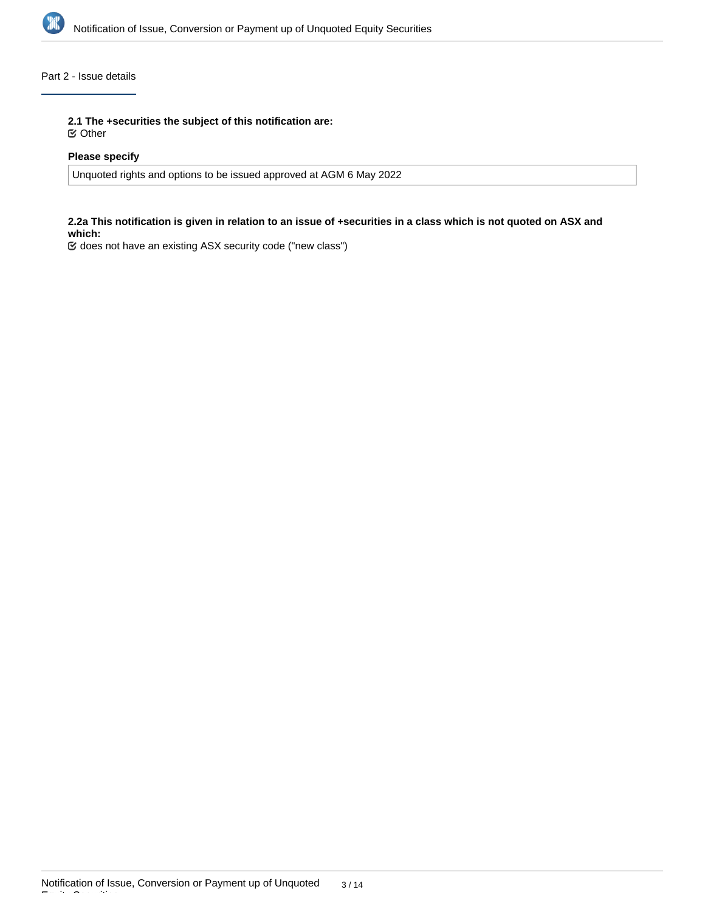## Part 2 - Issue details

**2.1 The +securities the subject of this notification are:**

☑ Other

**Please specify**

Unquoted rights and options to be issued approved at AGM 6 May 2022

**2.2a This notification is given in relation to an issue of +securities in a class which is not quoted on ASX and which:**

☑ does not have an existing ASX security code ("new class")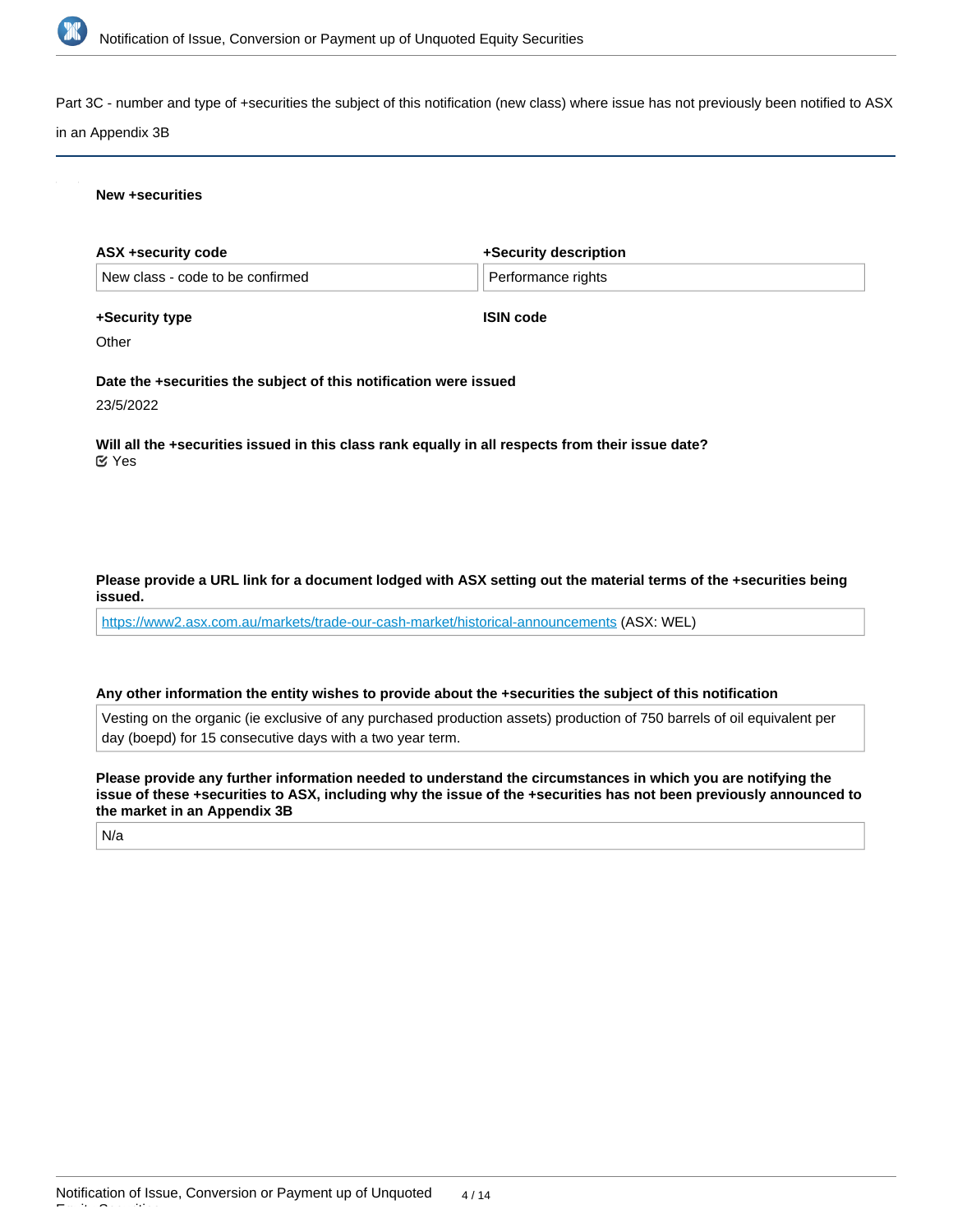Part 3C - number and type of +securities the subject of this notification (new class) where issue has not previously been notified to ASX in an Appendix 3B

**New +securities**

| ASX +security code | +Security description |
|---|---|
| New class - code to be confirmed | Performance rights |

**+Security type**

Other

**ISIN code**

**Date the +securities the subject of this notification were issued**

23/5/2022

**Will all the +securities issued in this class rank equally in all respects from their issue date?**

☑ Yes

**Please provide a URL link for a document lodged with ASX setting out the material terms of the +securities being issued.**

https://www2.asx.com.au/markets/trade-our-cash-market/historical-announcements (ASX: WEL)

**Any other information the entity wishes to provide about the +securities the subject of this notification**

Vesting on the organic (ie exclusive of any purchased production assets) production of 750 barrels of oil equivalent per day (boepd) for 15 consecutive days with a two year term.

**Please provide any further information needed to understand the circumstances in which you are notifying the issue of these +securities to ASX, including why the issue of the +securities has not been previously announced to the market in an Appendix 3B**

N/a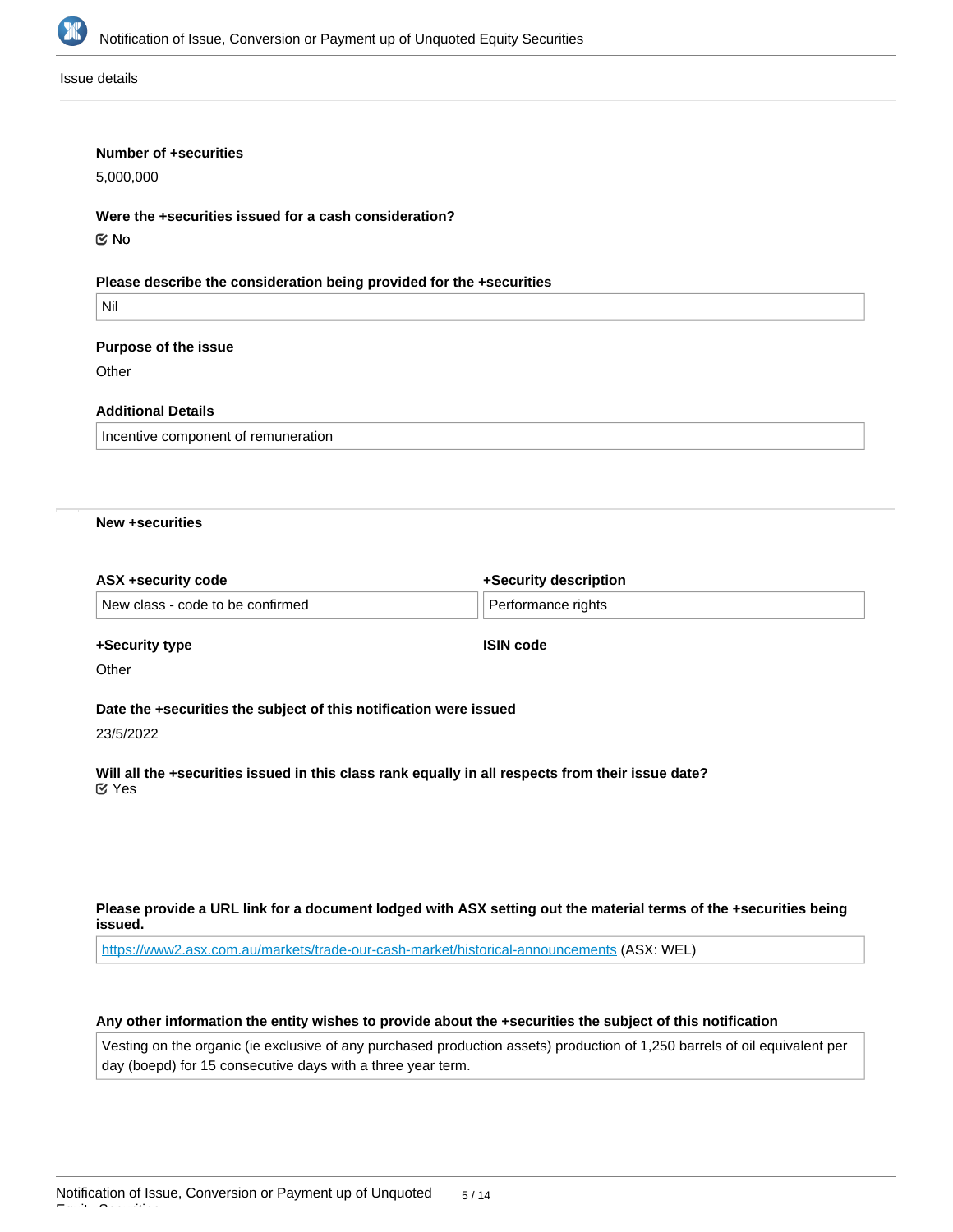Issue details

**Number of +securities**

5,000,000

**Were the +securities issued for a cash consideration?**

☑ No

**Please describe the consideration being provided for the +securities**

Nil

**Purpose of the issue**

Other

**Additional Details**

Incentive component of remuneration

**New +securities**

**ASX +security code**

New class - code to be confirmed

**+Security description**

Performance rights

**+Security type**

Other

**ISIN code**

**Date the +securities the subject of this notification were issued**

23/5/2022

**Will all the +securities issued in this class rank equally in all respects from their issue date?**

☑ Yes

**Please provide a URL link for a document lodged with ASX setting out the material terms of the +securities being issued.**

https://www2.asx.com.au/markets/trade-our-cash-market/historical-announcements (ASX: WEL)

**Any other information the entity wishes to provide about the +securities the subject of this notification**

Vesting on the organic (ie exclusive of any purchased production assets) production of 1,250 barrels of oil equivalent per day (boepd) for 15 consecutive days with a three year term.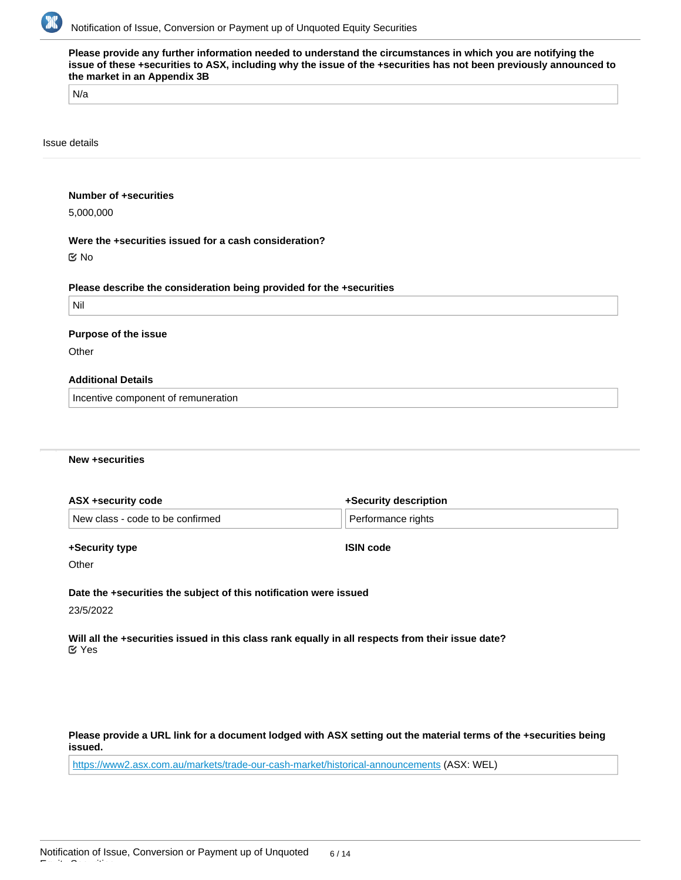**Please provide any further information needed to understand the circumstances in which you are notifying the issue of these +securities to ASX, including why the issue of the +securities has not been previously announced to the market in an Appendix 3B**

N/a

Issue details

**Number of +securities**

5,000,000

**Were the +securities issued for a cash consideration?**

☑ No

**Please describe the consideration being provided for the +securities**

Nil

**Purpose of the issue**

Other

**Additional Details**

Incentive component of remuneration

**New +securities**

**ASX +security code**

New class - code to be confirmed

**+Security description**

Performance rights

**+Security type**

Other

**ISIN code**

**Date the +securities the subject of this notification were issued**

23/5/2022

**Will all the +securities issued in this class rank equally in all respects from their issue date?**

☑ Yes

**Please provide a URL link for a document lodged with ASX setting out the material terms of the +securities being issued.**

https://www2.asx.com.au/markets/trade-our-cash-market/historical-announcements (ASX: WEL)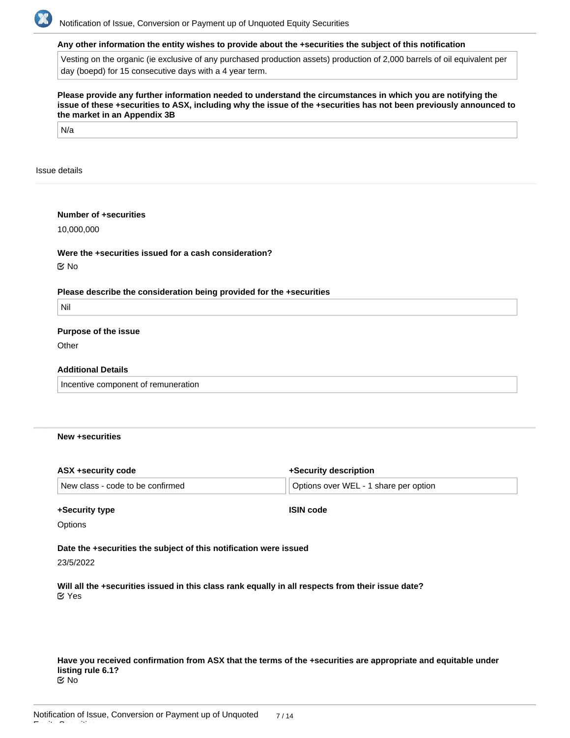**Any other information the entity wishes to provide about the +securities the subject of this notification**

Vesting on the organic (ie exclusive of any purchased production assets) production of 2,000 barrels of oil equivalent per day (boepd) for 15 consecutive days with a 4 year term.

**Please provide any further information needed to understand the circumstances in which you are notifying the issue of these +securities to ASX, including why the issue of the +securities has not been previously announced to the market in an Appendix 3B**

N/a

Issue details

**Number of +securities**

10,000,000

**Were the +securities issued for a cash consideration?**

☑ No

**Please describe the consideration being provided for the +securities**

Nil

**Purpose of the issue**

Other

**Additional Details**

Incentive component of remuneration

**New +securities**

**ASX +security code**

New class - code to be confirmed

**+Security description**

Options over WEL - 1 share per option

**+Security type**

Options

**ISIN code**

**Date the +securities the subject of this notification were issued**

23/5/2022

**Will all the +securities issued in this class rank equally in all respects from their issue date?**

☑ Yes

**Have you received confirmation from ASX that the terms of the +securities are appropriate and equitable under listing rule 6.1?**

☑ No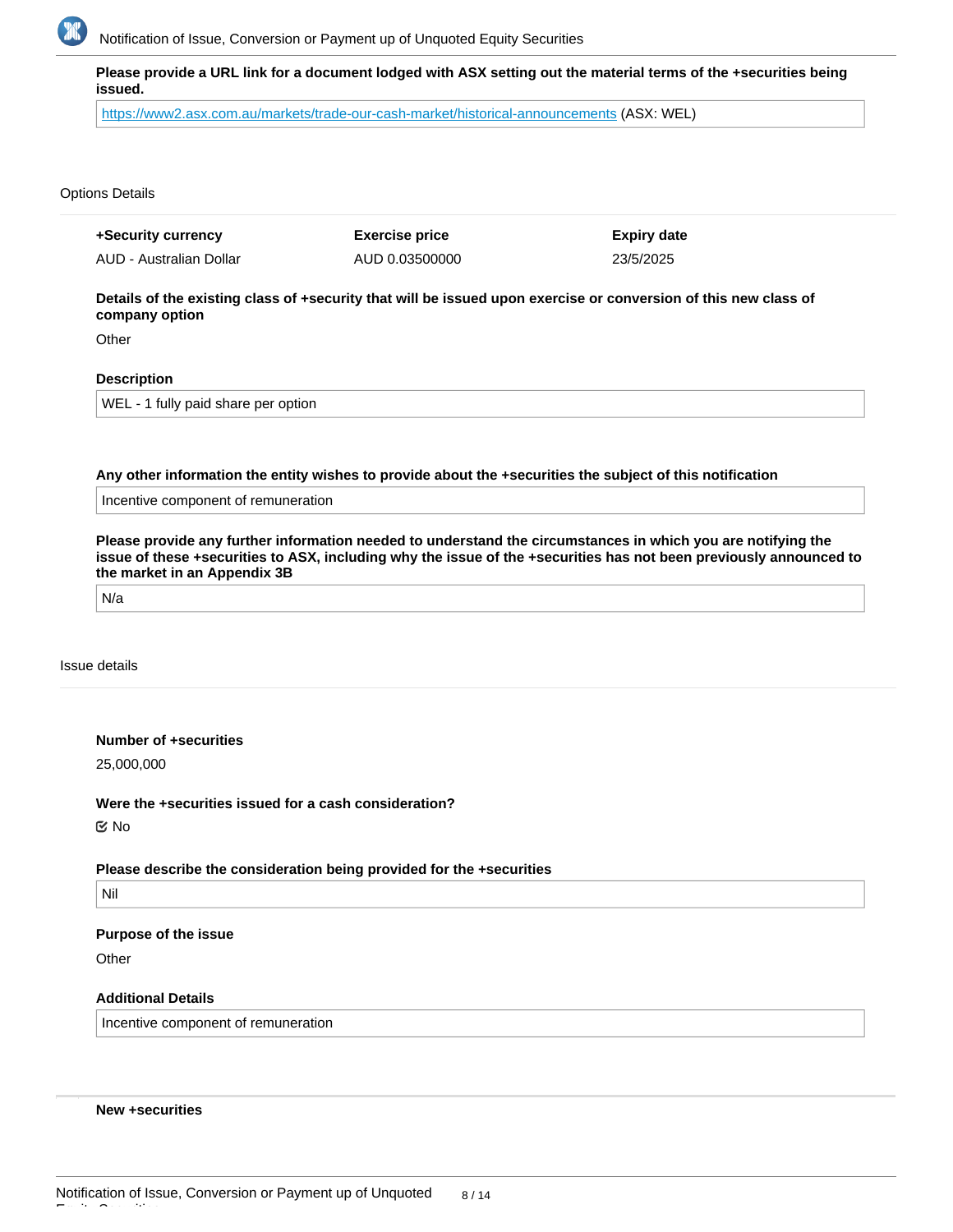**Please provide a URL link for a document lodged with ASX setting out the material terms of the +securities being issued.**

https://www2.asx.com.au/markets/trade-our-cash-market/historical-announcements (ASX: WEL)

Options Details

| +Security currency | Exercise price | Expiry date |
|---|---|---|
| AUD - Australian Dollar | AUD 0.03500000 | 23/5/2025 |

**Details of the existing class of +security that will be issued upon exercise or conversion of this new class of company option**

Other

**Description**

WEL - 1 fully paid share per option

**Any other information the entity wishes to provide about the +securities the subject of this notification**

Incentive component of remuneration

**Please provide any further information needed to understand the circumstances in which you are notifying the issue of these +securities to ASX, including why the issue of the +securities has not been previously announced to the market in an Appendix 3B**

N/a

Issue details

**Number of +securities**

25,000,000

**Were the +securities issued for a cash consideration?**

☑ No

**Please describe the consideration being provided for the +securities**

Nil

**Purpose of the issue**

Other

**Additional Details**

Incentive component of remuneration

**New +securities**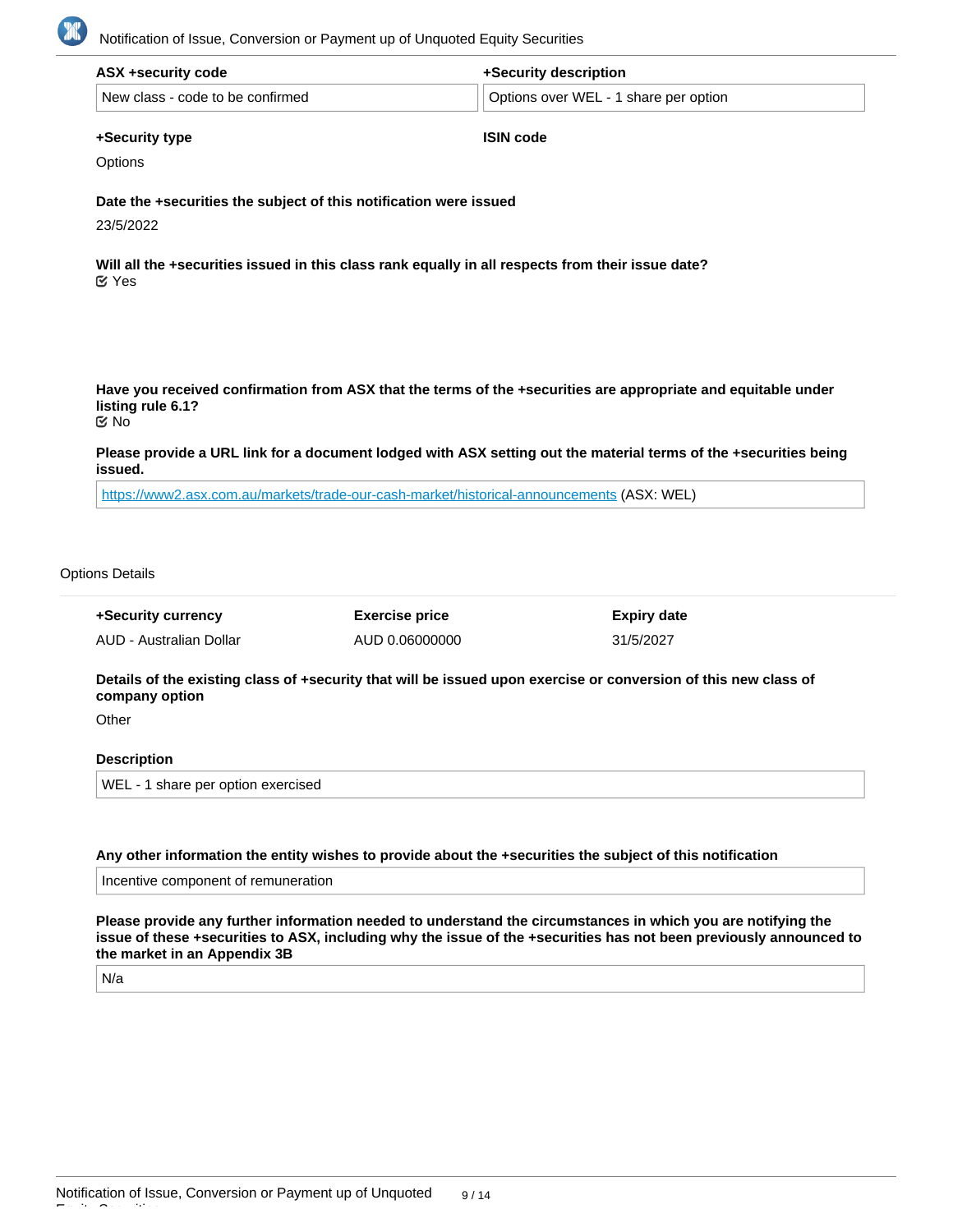**ASX +security code**

New class - code to be confirmed

**+Security description**

Options over WEL - 1 share per option

**+Security type**

Options

**ISIN code**

**Date the +securities the subject of this notification were issued**

23/5/2022

**Will all the +securities issued in this class rank equally in all respects from their issue date?**

Yes

**Have you received confirmation from ASX that the terms of the +securities are appropriate and equitable under listing rule 6.1?**

No

**Please provide a URL link for a document lodged with ASX setting out the material terms of the +securities being issued.**

https://www2.asx.com.au/markets/trade-our-cash-market/historical-announcements (ASX: WEL)

Options Details

| +Security currency | Exercise price | Expiry date |
|---|---|---|
| AUD - Australian Dollar | AUD 0.06000000 | 31/5/2027 |

**Details of the existing class of +security that will be issued upon exercise or conversion of this new class of company option**

Other

**Description**

WEL - 1 share per option exercised

**Any other information the entity wishes to provide about the +securities the subject of this notification**

Incentive component of remuneration

**Please provide any further information needed to understand the circumstances in which you are notifying the issue of these +securities to ASX, including why the issue of the +securities has not been previously announced to the market in an Appendix 3B**

N/a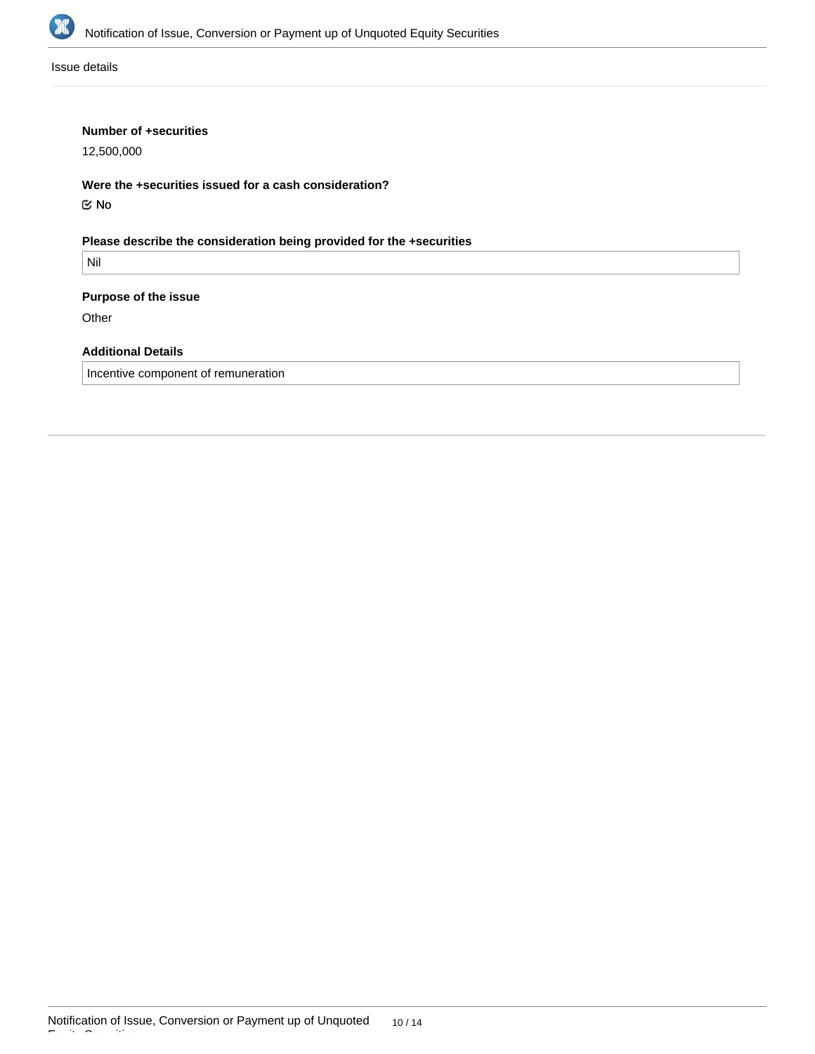Issue details

**Number of +securities**

12,500,000

**Were the +securities issued for a cash consideration?**

☑ No

**Please describe the consideration being provided for the +securities**

Nil

**Purpose of the issue**

Other

**Additional Details**

Incentive component of remuneration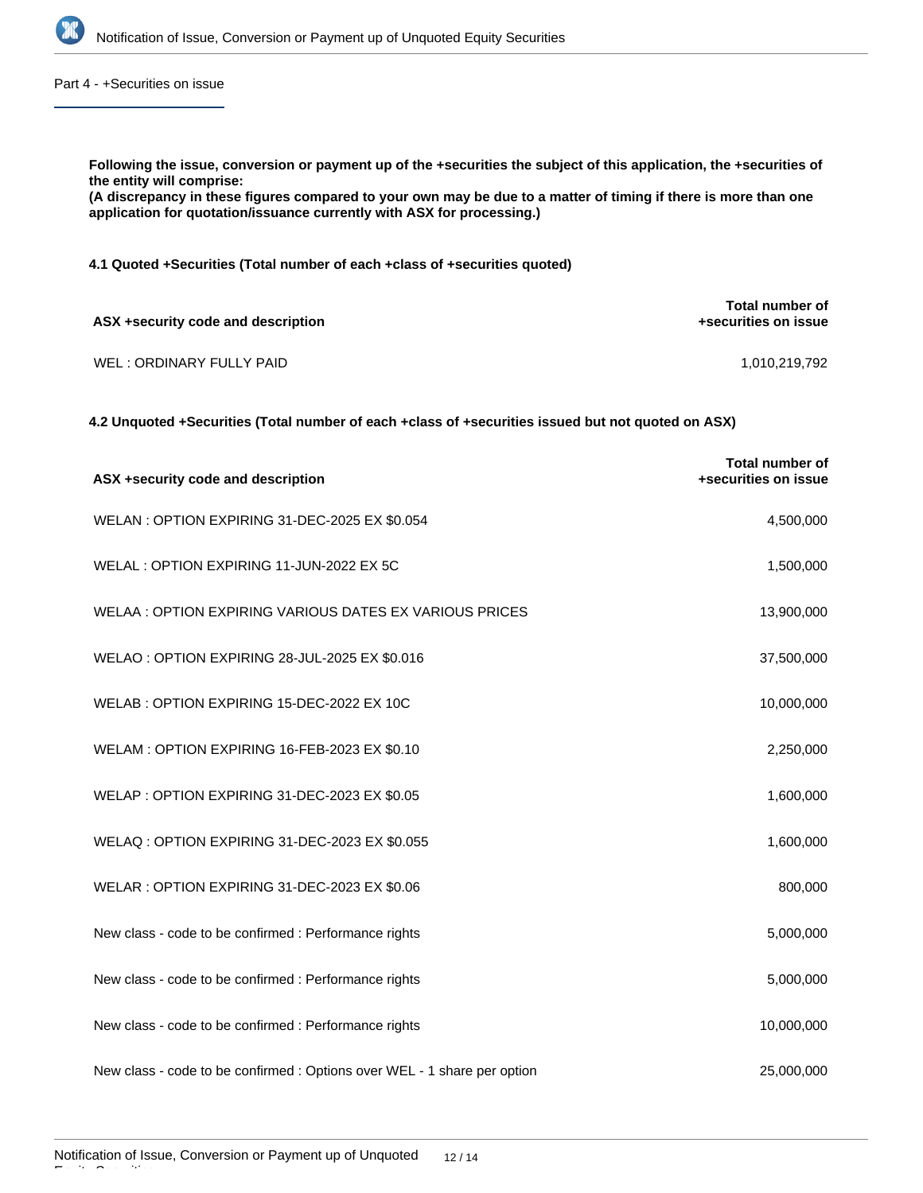Part 4 - +Securities on issue

**Following the issue, conversion or payment up of the +securities the subject of this application, the +securities of the entity will comprise:**
**(A discrepancy in these figures compared to your own may be due to a matter of timing if there is more than one application for quotation/issuance currently with ASX for processing.)**

**4.1 Quoted +Securities (Total number of each +class of +securities quoted)**

| ASX +security code and description | Total number of +securities on issue |
|---|---|
| WEL : ORDINARY FULLY PAID | 1,010,219,792 |

**4.2 Unquoted +Securities (Total number of each +class of +securities issued but not quoted on ASX)**

| ASX +security code and description | Total number of +securities on issue |
|---|---|
| WELAN : OPTION EXPIRING 31-DEC-2025 EX $0.054 | 4,500,000 |
| WELAL : OPTION EXPIRING 11-JUN-2022 EX 5C | 1,500,000 |
| WELAA : OPTION EXPIRING VARIOUS DATES EX VARIOUS PRICES | 13,900,000 |
| WELAO : OPTION EXPIRING 28-JUL-2025 EX $0.016 | 37,500,000 |
| WELAB : OPTION EXPIRING 15-DEC-2022 EX 10C | 10,000,000 |
| WELAM : OPTION EXPIRING 16-FEB-2023 EX $0.10 | 2,250,000 |
| WELAP : OPTION EXPIRING 31-DEC-2023 EX $0.05 | 1,600,000 |
| WELAQ : OPTION EXPIRING 31-DEC-2023 EX $0.055 | 1,600,000 |
| WELAR : OPTION EXPIRING 31-DEC-2023 EX $0.06 | 800,000 |
| New class - code to be confirmed : Performance rights | 5,000,000 |
| New class - code to be confirmed : Performance rights | 5,000,000 |
| New class - code to be confirmed : Performance rights | 10,000,000 |
| New class - code to be confirmed : Options over WEL - 1 share per option | 25,000,000 |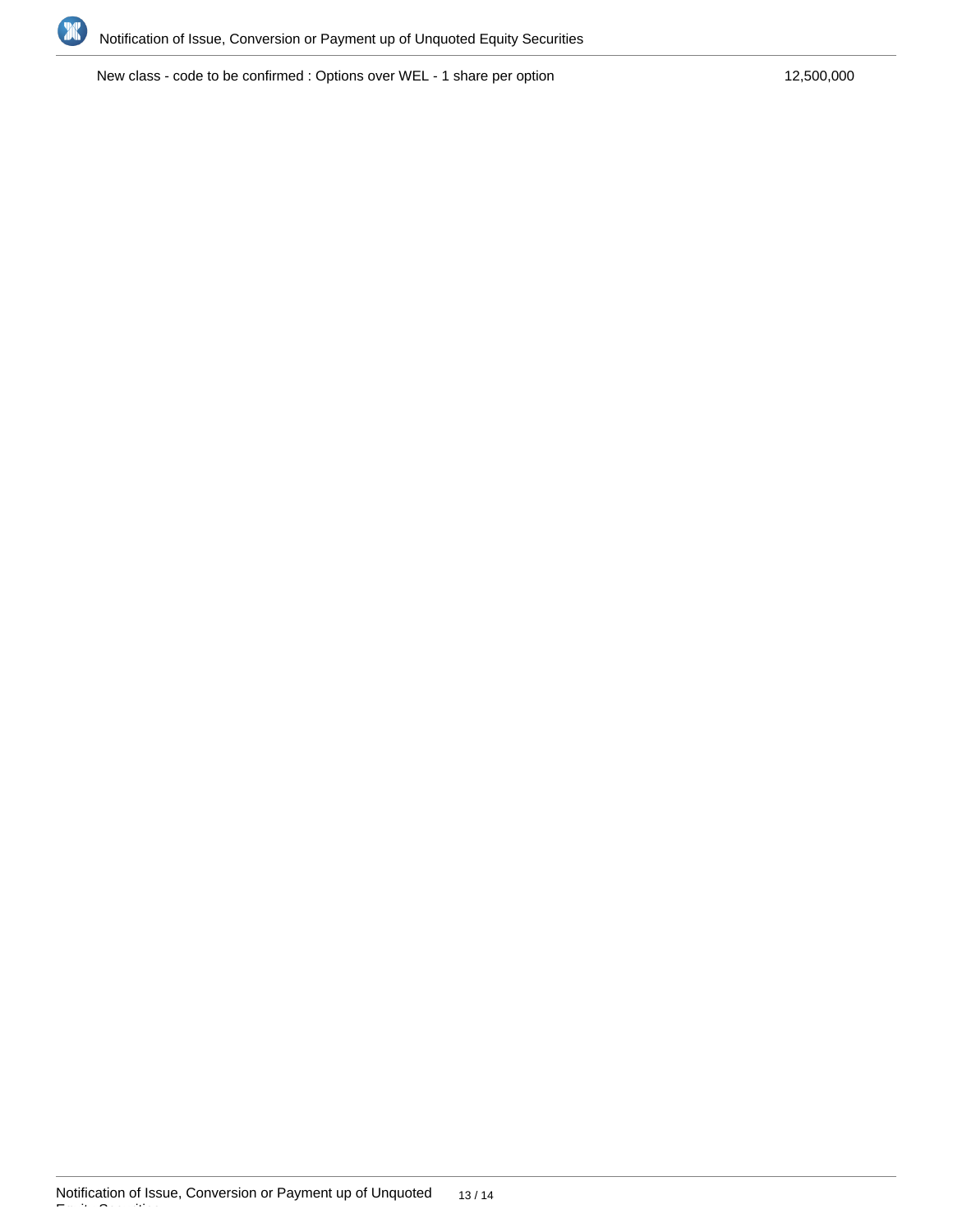| | |
|---|---|
| New class - code to be confirmed : Options over WEL - 1 share per option | 12,500,000 |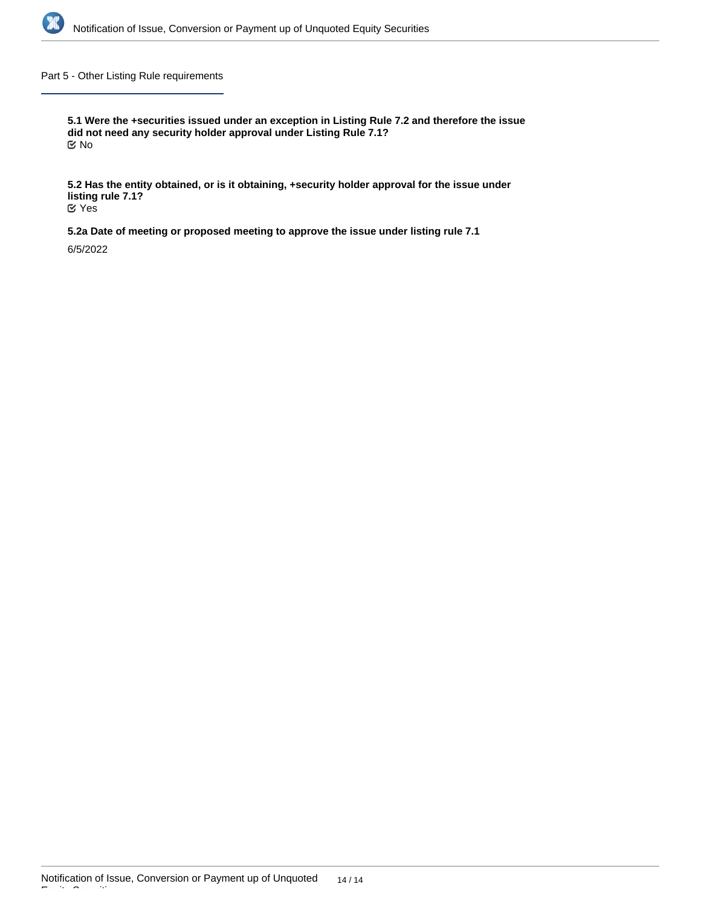## Part 5 - Other Listing Rule requirements

**5.1 Were the +securities issued under an exception in Listing Rule 7.2 and therefore the issue did not need any security holder approval under Listing Rule 7.1?**

No

**5.2 Has the entity obtained, or is it obtaining, +security holder approval for the issue under listing rule 7.1?**

Yes

**5.2a Date of meeting or proposed meeting to approve the issue under listing rule 7.1**

6/5/2022